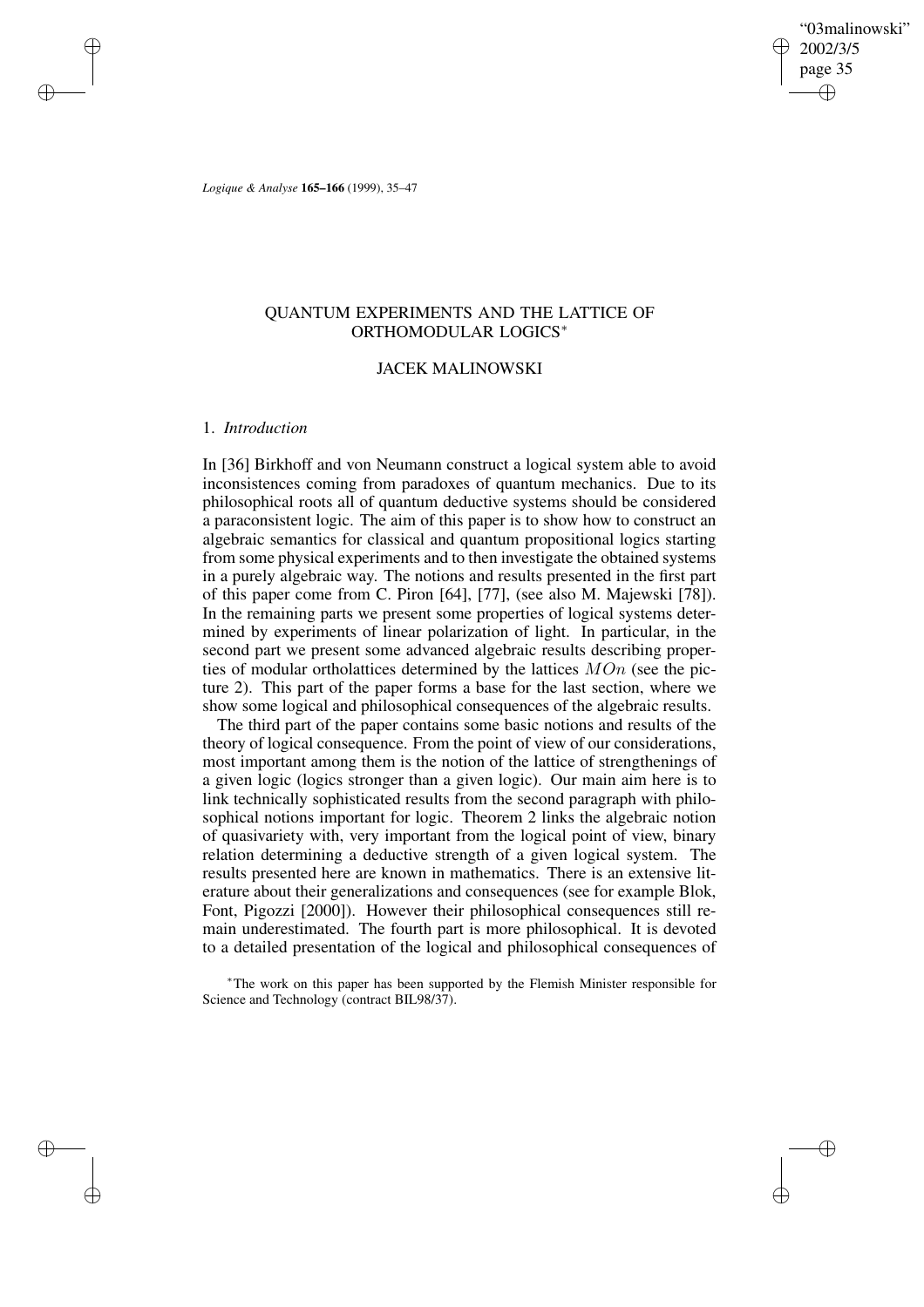# QUANTUM EXPERIMENTS AND THE LATTICE OF ORTHOMODULAR LOGICS*

## JACEK MALINOWSKI

### 1. *Introduction*

In [36] Birkhoff and von Neumann construct a logical system able to avoid inconsistences coming from paradoxes of quantum mechanics. Due to its philosophical roots all of quantum deductive systems should be considered a paraconsistent logic. The aim of this paper is to show how to construct an algebraic semantics for classical and quantum propositional logics starting from some physical experiments and to then investigate the obtained systems in a purely algebraic way. The notions and results presented in the first part of this paper come from C. Piron [64], [77], (see also M. Majewski [78]). In the remaining parts we present some properties of logical systems determined by experiments of linear polarization of light. In particular, in the second part we present some advanced algebraic results describing properties of modular ortholattices determined by the lattices $MOn$ (see the picture 2). This part of the paper forms a base for the last section, where we show some logical and philosophical consequences of the algebraic results.

The third part of the paper contains some basic notions and results of the theory of logical consequence. From the point of view of our considerations, most important among them is the notion of the lattice of strengthenings of a given logic (logics stronger than a given logic). Our main aim here is to link technically sophisticated results from the second paragraph with philosophical notions important for logic. Theorem 2 links the algebraic notion of quasivariety with, very important from the logical point of view, binary relation determining a deductive strength of a given logical system. The results presented here are known in mathematics. There is an extensive literature about their generalizations and consequences (see for example Blok, Font, Pigozzi [2000]). However their philosophical consequences still remain underestimated. The fourth part is more philosophical. It is devoted to a detailed presentation of the logical and philosophical consequences of

*The work on this paper has been supported by the Flemish Minister responsible for Science and Technology (contract BIL98/37).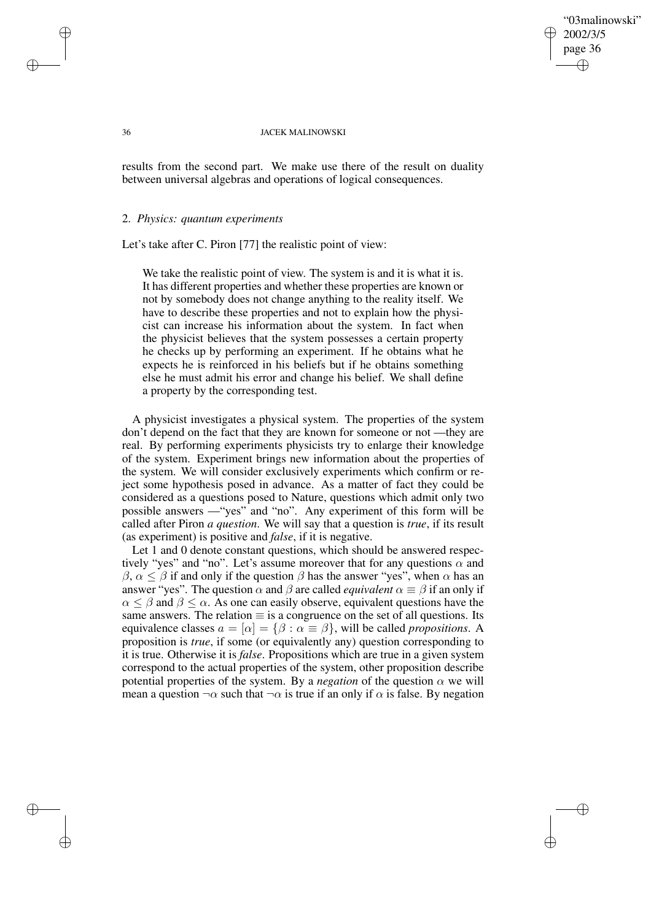results from the second part. We make use there of the result on duality between universal algebras and operations of logical consequences.

## 2. *Physics: quantum experiments*

Let's take after C. Piron [77] the realistic point of view:

> We take the realistic point of view. The system is and it is what it is. It has different properties and whether these properties are known or not by somebody does not change anything to the reality itself. We have to describe these properties and not to explain how the physicist can increase his information about the system. In fact when the physicist believes that the system possesses a certain property he checks up by performing an experiment. If he obtains what he expects he is reinforced in his beliefs but if he obtains something else he must admit his error and change his belief. We shall define a property by the corresponding test.

A physicist investigates a physical system. The properties of the system don't depend on the fact that they are known for someone or not —they are real. By performing experiments physicists try to enlarge their knowledge of the system. Experiment brings new information about the properties of the system. We will consider exclusively experiments which confirm or reject some hypothesis posed in advance. As a matter of fact they could be considered as a questions posed to Nature, questions which admit only two possible answers —"yes" and "no". Any experiment of this form will be called after Piron *a question*. We will say that a question is *true*, if its result (as experiment) is positive and *false*, if it is negative.

Let 1 and 0 denote constant questions, which should be answered respectively "yes" and "no". Let's assume moreover that for any questions $\alpha$ and $\beta$, $\alpha \leq \beta$ if and only if the question $\beta$ has the answer "yes", when $\alpha$ has an answer "yes". The question $\alpha$ and $\beta$ are called *equivalent* $\alpha \equiv \beta$ if an only if $\alpha \leq \beta$ and $\beta \leq \alpha$. As one can easily observe, equivalent questions have the same answers. The relation $\equiv$ is a congruence on the set of all questions. Its equivalence classes $a = [\alpha] = \{\beta : \alpha \equiv \beta\}$, will be called *propositions*. A proposition is *true*, if some (or equivalently any) question corresponding to it is true. Otherwise it is *false*. Propositions which are true in a given system correspond to the actual properties of the system, other proposition describe potential properties of the system. By a *negation* of the question $\alpha$ we will mean a question $\neg\alpha$ such that $\neg\alpha$ is true if an only if $\alpha$ is false. By negation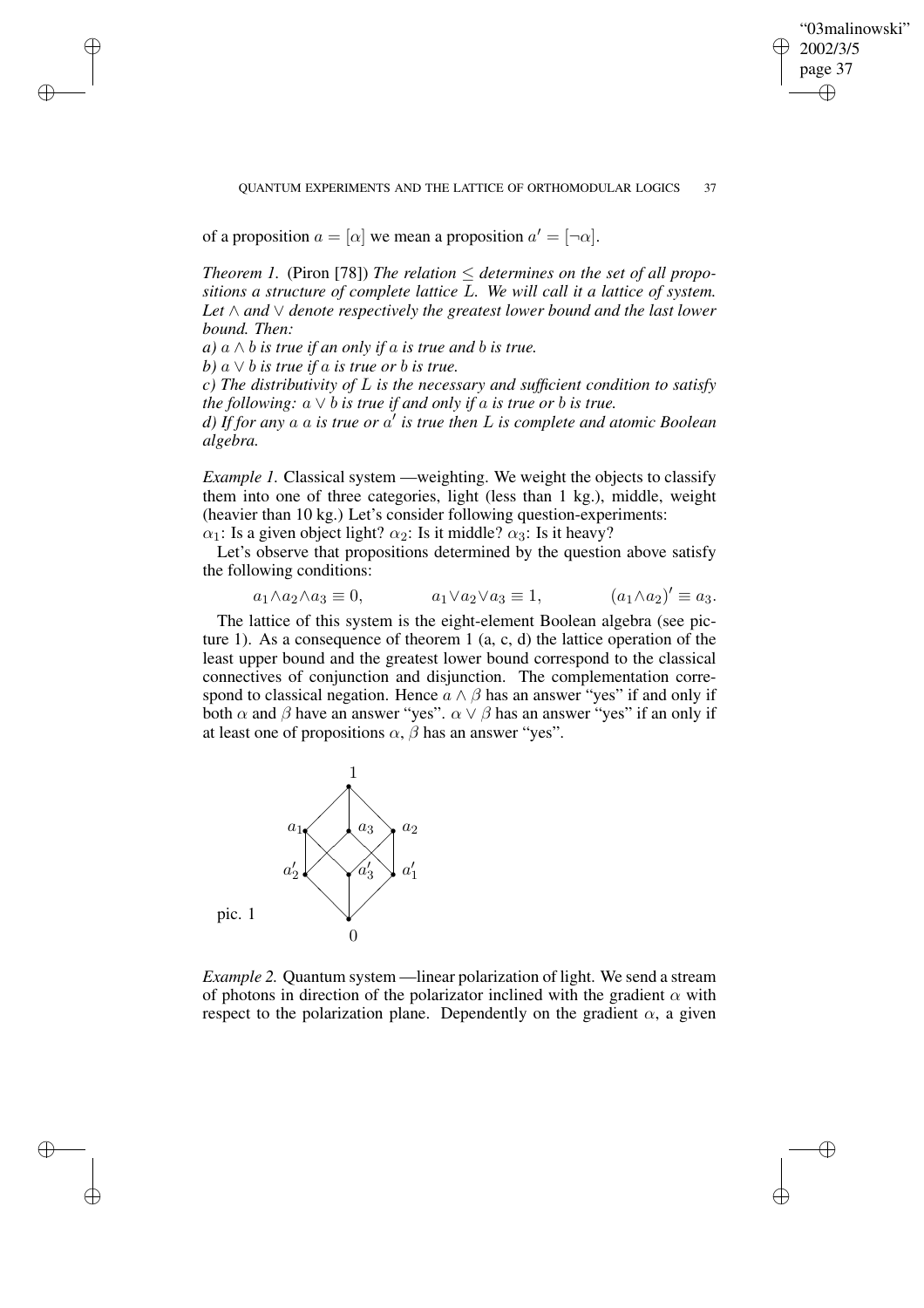of a proposition $a = [\alpha]$ we mean a proposition $a' = [\neg\alpha]$.

*Theorem 1.* (Piron [78]) *The relation $\leq$ determines on the set of all propositions a structure of complete lattice $L$. We will call it a lattice of system. Let $\wedge$ and $\vee$ denote respectively the greatest lower bound and the last lower bound. Then:*

*a) $a \wedge b$ is true if an only if $a$ is true and $b$ is true.*

*b) $a \vee b$ is true if $a$ is true or $b$ is true.*

*c) The distributivity of $L$ is the necessary and sufficient condition to satisfy the following: $a \vee b$ is true if and only if $a$ is true or $b$ is true.*

*d) If for any $a$ $a$ is true or $a'$ is true then $L$ is complete and atomic Boolean algebra.*

*Example 1.* Classical system —weighting. We weight the objects to classify them into one of three categories, light (less than 1 kg.), middle, weight (heavier than 10 kg.) Let's consider following question-experiments: $\alpha_1$: Is a given object light? $\alpha_2$: Is it middle? $\alpha_3$: Is it heavy?

Let's observe that propositions determined by the question above satisfy the following conditions:

$$a_1 \wedge a_2 \wedge a_3 \equiv 0, \qquad a_1 \vee a_2 \vee a_3 \equiv 1, \qquad (a_1 \wedge a_2)' \equiv a_3.$$

The lattice of this system is the eight-element Boolean algebra (see picture 1). As a consequence of theorem 1 (a, c, d) the lattice operation of the least upper bound and the greatest lower bound correspond to the classical connectives of conjunction and disjunction. The complementation correspond to classical negation. Hence $a \wedge \beta$ has an answer "yes" if and only if both $\alpha$ and $\beta$ have an answer "yes". $\alpha \vee \beta$ has an answer "yes" if an only if at least one of propositions $\alpha$, $\beta$ has an answer "yes".

pic. 1

*Example 2.* Quantum system —linear polarization of light. We send a stream of photons in direction of the polarizator inclined with the gradient $\alpha$ with respect to the polarization plane. Dependently on the gradient $\alpha$, a given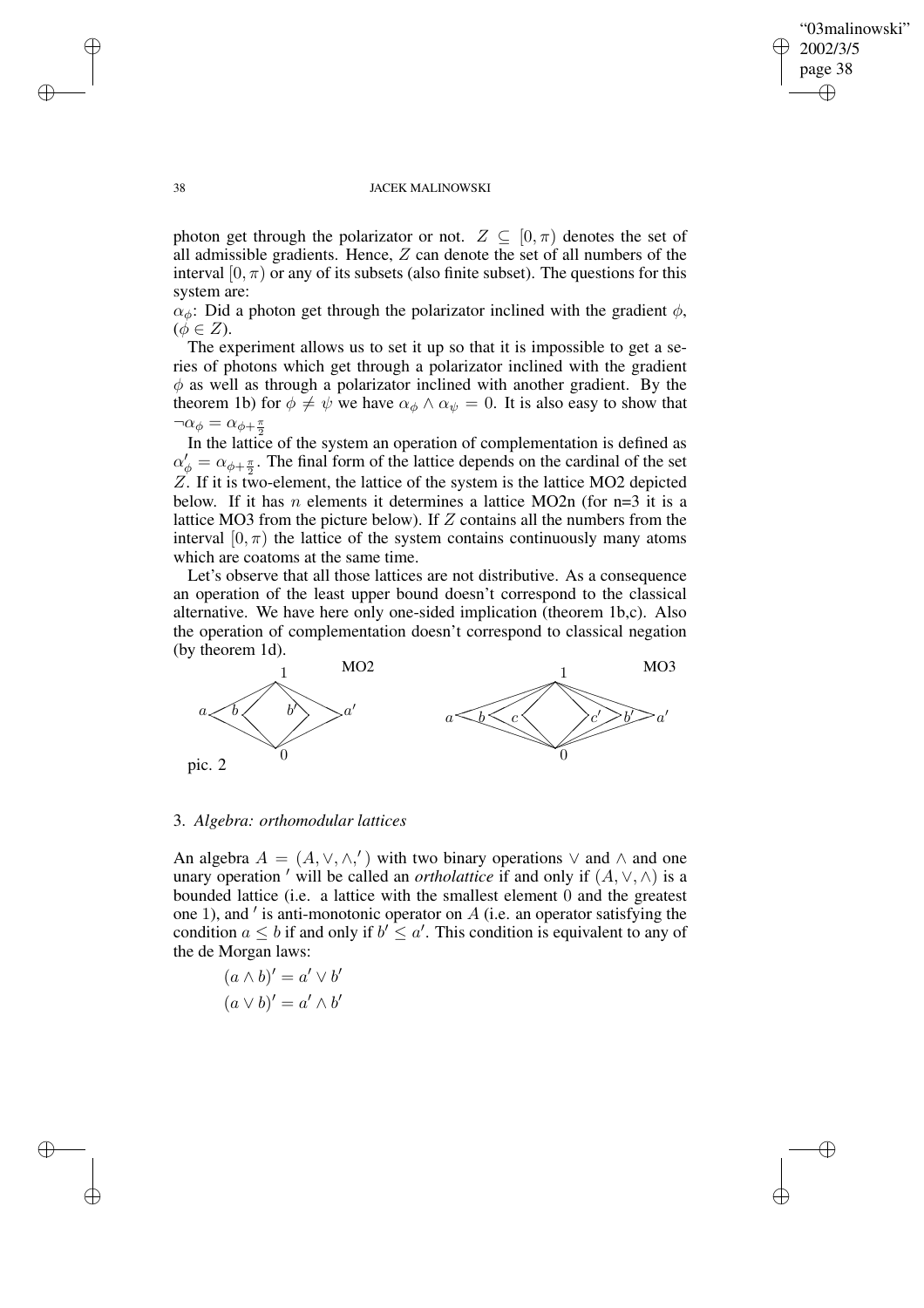photon get through the polarizator or not. $Z \subseteq [0, \pi)$ denotes the set of all admissible gradients. Hence, $Z$ can denote the set of all numbers of the interval $[0, \pi)$ or any of its subsets (also finite subset). The questions for this system are:

$\alpha_\phi$: Did a photon get through the polarizator inclined with the gradient $\phi$, $(\phi \in Z)$.

The experiment allows us to set it up so that it is impossible to get a series of photons which get through a polarizator inclined with the gradient $\phi$ as well as through a polarizator inclined with another gradient. By the theorem 1b) for $\phi \neq \psi$ we have $\alpha_\phi \wedge \alpha_\psi = 0$. It is also easy to show that $\neg\alpha_\phi = \alpha_{\phi+\frac{\pi}{2}}$

In the lattice of the system an operation of complementation is defined as $\alpha'_\phi = \alpha_{\phi+\frac{\pi}{2}}$. The final form of the lattice depends on the cardinal of the set $Z$. If it is two-element, the lattice of the system is the lattice MO2 depicted below. If it has $n$ elements it determines a lattice MO2n (for n=3 it is a lattice MO3 from the picture below). If $Z$ contains all the numbers from the interval $[0, \pi)$ the lattice of the system contains continuously many atoms which are coatoms at the same time.

Let's observe that all those lattices are not distributive. As a consequence an operation of the least upper bound doesn't correspond to the classical alternative. We have here only one-sided implication (theorem 1b,c). Also the operation of complementation doesn't correspond to classical negation (by theorem 1d).

pic. 2

## 3. *Algebra: orthomodular lattices*

An algebra $A = (A, \vee, \wedge, ')$ with two binary operations $\vee$ and $\wedge$ and one unary operation $'$ will be called an *ortholattice* if and only if $(A, \vee, \wedge)$ is a bounded lattice (i.e. a lattice with the smallest element 0 and the greatest one 1), and $'$ is anti-monotonic operator on $A$ (i.e. an operator satisfying the condition $a \leq b$ if and only if $b' \leq a'$. This condition is equivalent to any of the de Morgan laws:

$$(a \wedge b)' = a' \vee b'$$
$$(a \vee b)' = a' \wedge b'$$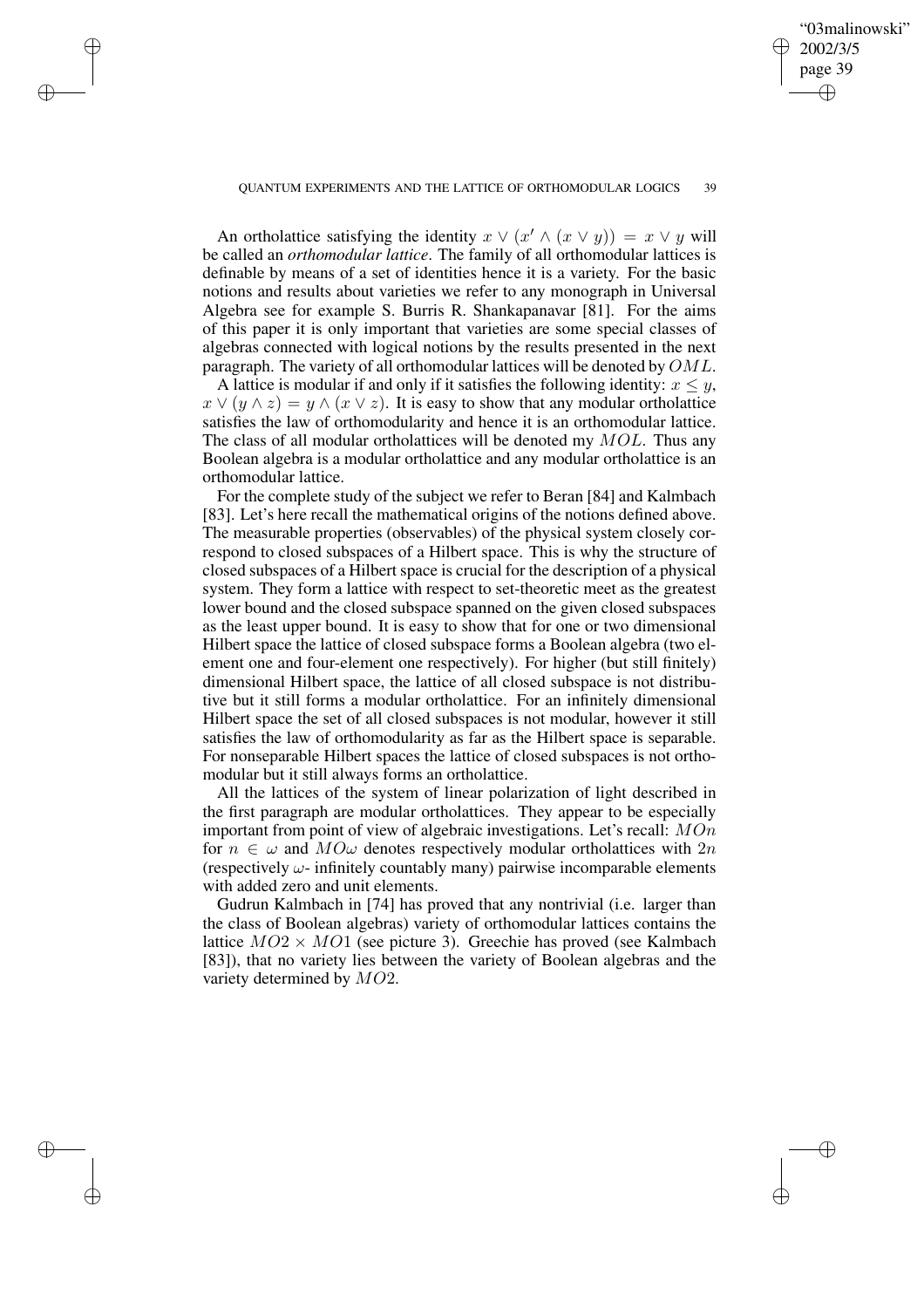An ortholattice satisfying the identity $x \vee (x' \wedge (x \vee y)) = x \vee y$ will be called an *orthomodular lattice*. The family of all orthomodular lattices is definable by means of a set of identities hence it is a variety. For the basic notions and results about varieties we refer to any monograph in Universal Algebra see for example S. Burris R. Shankapanavar [81]. For the aims of this paper it is only important that varieties are some special classes of algebras connected with logical notions by the results presented in the next paragraph. The variety of all orthomodular lattices will be denoted by $OML$.

A lattice is modular if and only if it satisfies the following identity: $x \leq y$, $x \vee (y \wedge z) = y \wedge (x \vee z)$. It is easy to show that any modular ortholattice satisfies the law of orthomodularity and hence it is an orthomodular lattice. The class of all modular ortholattices will be denoted my $MOL$. Thus any Boolean algebra is a modular ortholattice and any modular ortholattice is an orthomodular lattice.

For the complete study of the subject we refer to Beran [84] and Kalmbach [83]. Let's here recall the mathematical origins of the notions defined above. The measurable properties (observables) of the physical system closely correspond to closed subspaces of a Hilbert space. This is why the structure of closed subspaces of a Hilbert space is crucial for the description of a physical system. They form a lattice with respect to set-theoretic meet as the greatest lower bound and the closed subspace spanned on the given closed subspaces as the least upper bound. It is easy to show that for one or two dimensional Hilbert space the lattice of closed subspace forms a Boolean algebra (two element one and four-element one respectively). For higher (but still finitely) dimensional Hilbert space, the lattice of all closed subspace is not distributive but it still forms a modular ortholattice. For an infinitely dimensional Hilbert space the set of all closed subspaces is not modular, however it still satisfies the law of orthomodularity as far as the Hilbert space is separable. For nonseparable Hilbert spaces the lattice of closed subspaces is not orthomodular but it still always forms an ortholattice.

All the lattices of the system of linear polarization of light described in the first paragraph are modular ortholattices. They appear to be especially important from point of view of algebraic investigations. Let's recall: $MOn$ for $n \in \omega$ and $MO\omega$ denotes respectively modular ortholattices with $2n$ (respectively $\omega$- infinitely countably many) pairwise incomparable elements with added zero and unit elements.

Gudrun Kalmbach in [74] has proved that any nontrivial (i.e. larger than the class of Boolean algebras) variety of orthomodular lattices contains the lattice $MO2 \times MO1$ (see picture 3). Greechie has proved (see Kalmbach [83]), that no variety lies between the variety of Boolean algebras and the variety determined by $MO2$.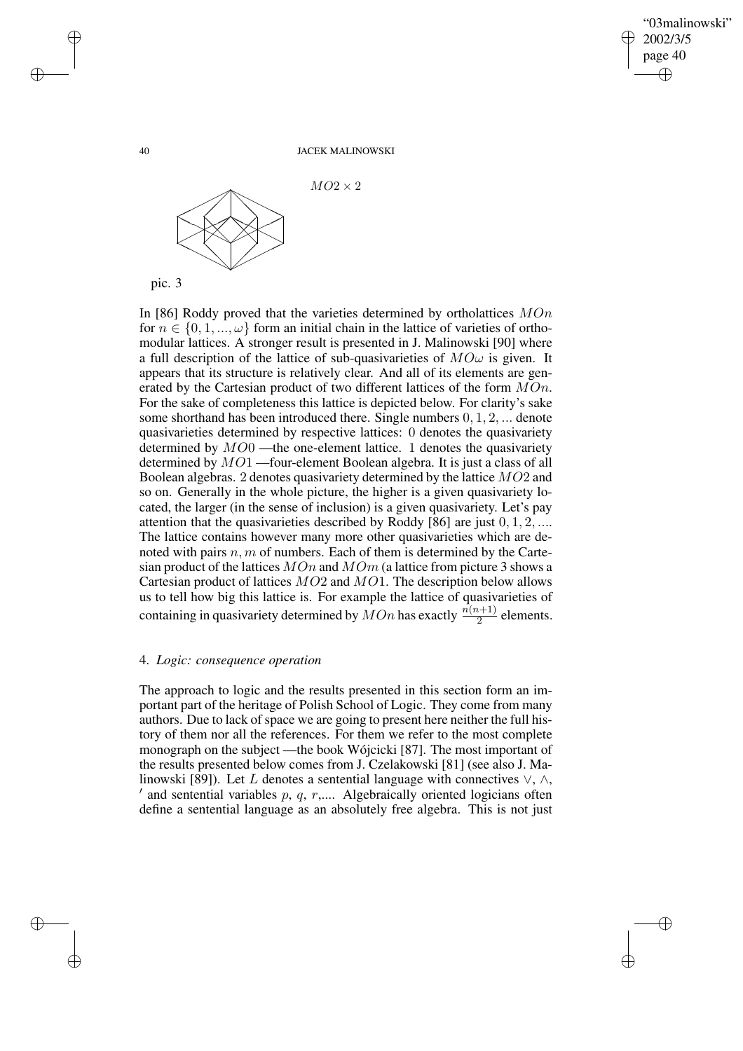$MO2 \times 2$

pic. 3

In [86] Roddy proved that the varieties determined by ortholattices $MOn$ for $n \in \{0, 1, ..., \omega\}$ form an initial chain in the lattice of varieties of orthomodular lattices. A stronger result is presented in J. Malinowski [90] where a full description of the lattice of sub-quasivarieties of $MO\omega$ is given. It appears that its structure is relatively clear. And all of its elements are generated by the Cartesian product of two different lattices of the form $MOn$. For the sake of completeness this lattice is depicted below. For clarity's sake some shorthand has been introduced there. Single numbers $0, 1, 2, ...$ denote quasivarieties determined by respective lattices: $0$ denotes the quasivariety determined by $MO0$ —the one-element lattice. $1$ denotes the quasivariety determined by $MO1$ —four-element Boolean algebra. It is just a class of all Boolean algebras. $2$ denotes quasivariety determined by the lattice $MO2$ and so on. Generally in the whole picture, the higher is a given quasivariety located, the larger (in the sense of inclusion) is a given quasivariety. Let's pay attention that the quasivarieties described by Roddy [86] are just $0, 1, 2, ....$ The lattice contains however many more other quasivarieties which are denoted with pairs $n, m$ of numbers. Each of them is determined by the Cartesian product of the lattices $MOn$ and $MOm$ (a lattice from picture 3 shows a Cartesian product of lattices $MO2$ and $MO1$. The description below allows us to tell how big this lattice is. For example the lattice of quasivarieties of containing in quasivariety determined by $MOn$ has exactly $\frac{n(n+1)}{2}$ elements.

4. *Logic: consequence operation*

The approach to logic and the results presented in this section form an important part of the heritage of Polish School of Logic. They come from many authors. Due to lack of space we are going to present here neither the full history of them nor all the references. For them we refer to the most complete monograph on the subject —the book Wójcicki [87]. The most important of the results presented below comes from J. Czelakowski [81] (see also J. Malinowski [89]). Let $L$ denotes a sentential language with connectives $\vee$, $\wedge$, $'$ and sentential variables $p$, $q$, $r$,.... Algebraically oriented logicians often define a sentential language as an absolutely free algebra. This is not just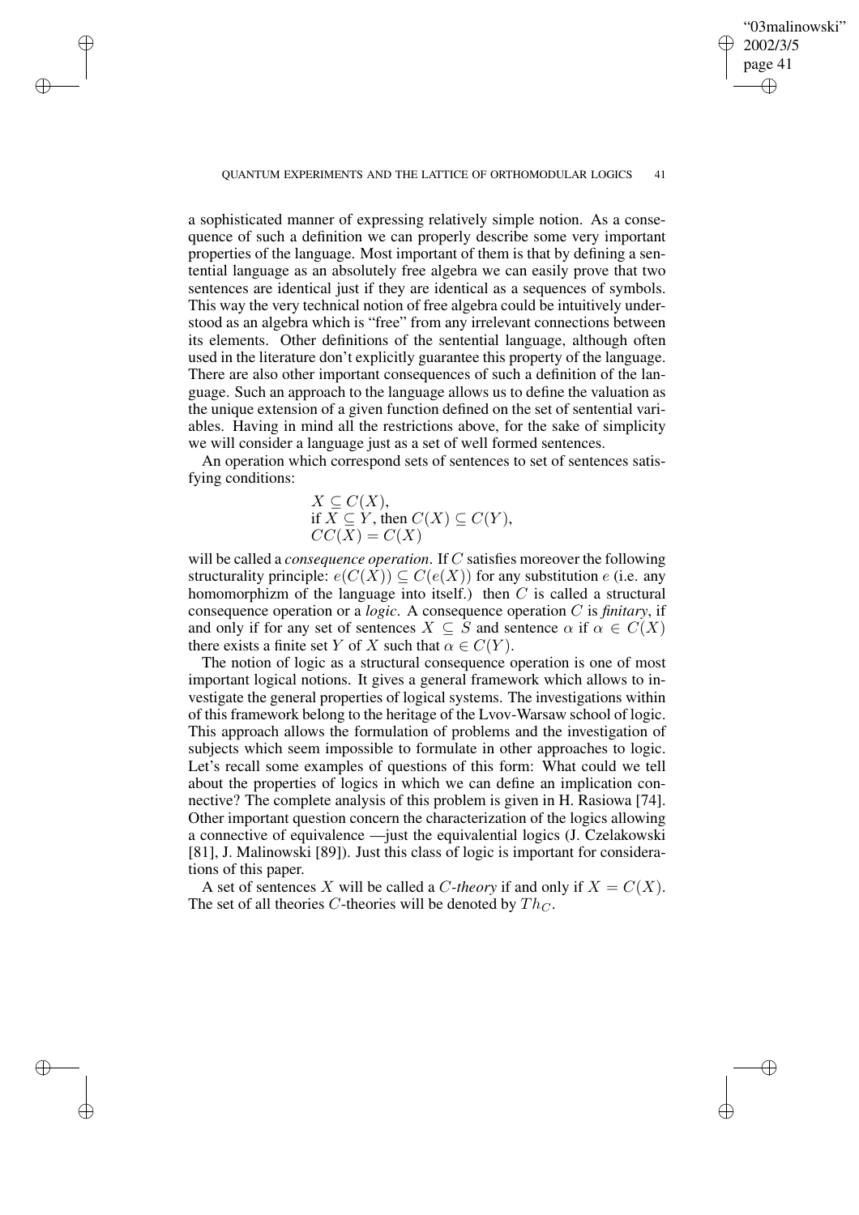a sophisticated manner of expressing relatively simple notion. As a consequence of such a definition we can properly describe some very important properties of the language. Most important of them is that by defining a sentential language as an absolutely free algebra we can easily prove that two sentences are identical just if they are identical as a sequences of symbols. This way the very technical notion of free algebra could be intuitively understood as an algebra which is "free" from any irrelevant connections between its elements. Other definitions of the sentential language, although often used in the literature don't explicitly guarantee this property of the language. There are also other important consequences of such a definition of the language. Such an approach to the language allows us to define the valuation as the unique extension of a given function defined on the set of sentential variables. Having in mind all the restrictions above, for the sake of simplicity we will consider a language just as a set of well formed sentences.

An operation which correspond sets of sentences to set of sentences satisfying conditions:

$$X \subseteq C(X),$$
$$\text{if } X \subseteq Y \text{, then } C(X) \subseteq C(Y),$$
$$CC(X) = C(X)$$

will be called a *consequence operation*. If $C$ satisfies moreover the following structurality principle: $e(C(X)) \subseteq C(e(X))$ for any substitution $e$ (i.e. any homomorphizm of the language into itself.) then $C$ is called a structural consequence operation or a *logic*. A consequence operation $C$ is *finitary*, if and only if for any set of sentences $X \subseteq S$ and sentence $\alpha$ if $\alpha \in C(X)$ there exists a finite set $Y$ of $X$ such that $\alpha \in C(Y)$.

The notion of logic as a structural consequence operation is one of most important logical notions. It gives a general framework which allows to investigate the general properties of logical systems. The investigations within of this framework belong to the heritage of the Lvov-Warsaw school of logic. This approach allows the formulation of problems and the investigation of subjects which seem impossible to formulate in other approaches to logic. Let's recall some examples of questions of this form: What could we tell about the properties of logics in which we can define an implication connective? The complete analysis of this problem is given in H. Rasiowa [74]. Other important question concern the characterization of the logics allowing a connective of equivalence —just the equivalential logics (J. Czelakowski [81], J. Malinowski [89]). Just this class of logic is important for considerations of this paper.

A set of sentences $X$ will be called a *$C$-theory* if and only if $X = C(X)$. The set of all theories $C$-theories will be denoted by $Th_C$.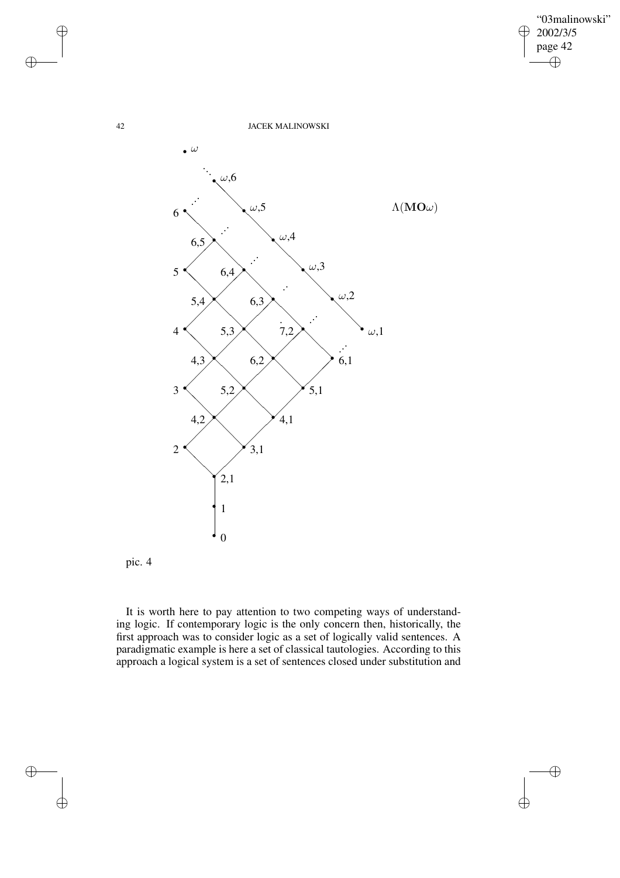pic. 4

It is worth here to pay attention to two competing ways of understanding logic. If contemporary logic is the only concern then, historically, the first approach was to consider logic as a set of logically valid sentences. A paradigmatic example is here a set of classical tautologies. According to this approach a logical system is a set of sentences closed under substitution and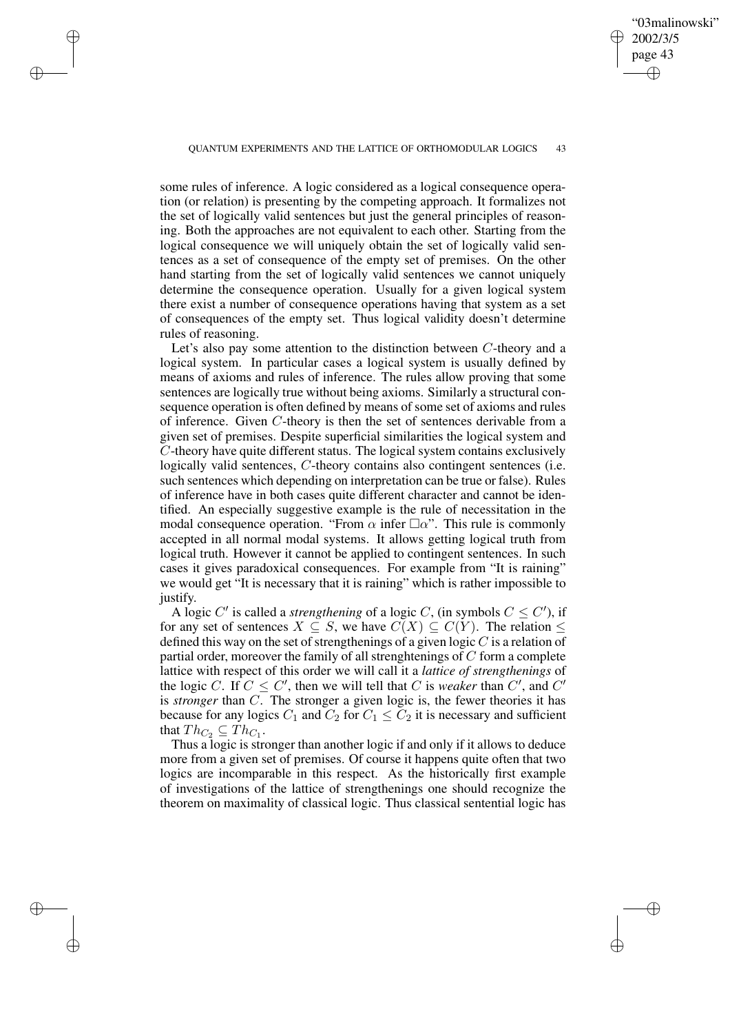some rules of inference. A logic considered as a logical consequence operation (or relation) is presenting by the competing approach. It formalizes not the set of logically valid sentences but just the general principles of reasoning. Both the approaches are not equivalent to each other. Starting from the logical consequence we will uniquely obtain the set of logically valid sentences as a set of consequence of the empty set of premises. On the other hand starting from the set of logically valid sentences we cannot uniquely determine the consequence operation. Usually for a given logical system there exist a number of consequence operations having that system as a set of consequences of the empty set. Thus logical validity doesn't determine rules of reasoning.

Let's also pay some attention to the distinction between $C$-theory and a logical system. In particular cases a logical system is usually defined by means of axioms and rules of inference. The rules allow proving that some sentences are logically true without being axioms. Similarly a structural consequence operation is often defined by means of some set of axioms and rules of inference. Given $C$-theory is then the set of sentences derivable from a given set of premises. Despite superficial similarities the logical system and $C$-theory have quite different status. The logical system contains exclusively logically valid sentences, $C$-theory contains also contingent sentences (i.e. such sentences which depending on interpretation can be true or false). Rules of inference have in both cases quite different character and cannot be identified. An especially suggestive example is the rule of necessitation in the modal consequence operation. "From $\alpha$ infer $\Box\alpha$". This rule is commonly accepted in all normal modal systems. It allows getting logical truth from logical truth. However it cannot be applied to contingent sentences. In such cases it gives paradoxical consequences. For example from "It is raining" we would get "It is necessary that it is raining" which is rather impossible to justify.

A logic $C'$ is called a *strengthening* of a logic $C$, (in symbols $C \leq C'$), if for any set of sentences $X \subseteq S$, we have $C(X) \subseteq C(Y)$. The relation $\leq$ defined this way on the set of strengthenings of a given logic $C$ is a relation of partial order, moreover the family of all strenghtenings of $C$ form a complete lattice with respect of this order we will call it a *lattice of strengthenings* of the logic $C$. If $C \leq C'$, then we will tell that $C$ is *weaker* than $C'$, and $C'$ is *stronger* than $C$. The stronger a given logic is, the fewer theories it has because for any logics $C_1$ and $C_2$ for $C_1 \leq C_2$ it is necessary and sufficient that $Th_{C_2} \subseteq Th_{C_1}$.

Thus a logic is stronger than another logic if and only if it allows to deduce more from a given set of premises. Of course it happens quite often that two logics are incomparable in this respect. As the historically first example of investigations of the lattice of strengthenings one should recognize the theorem on maximality of classical logic. Thus classical sentential logic has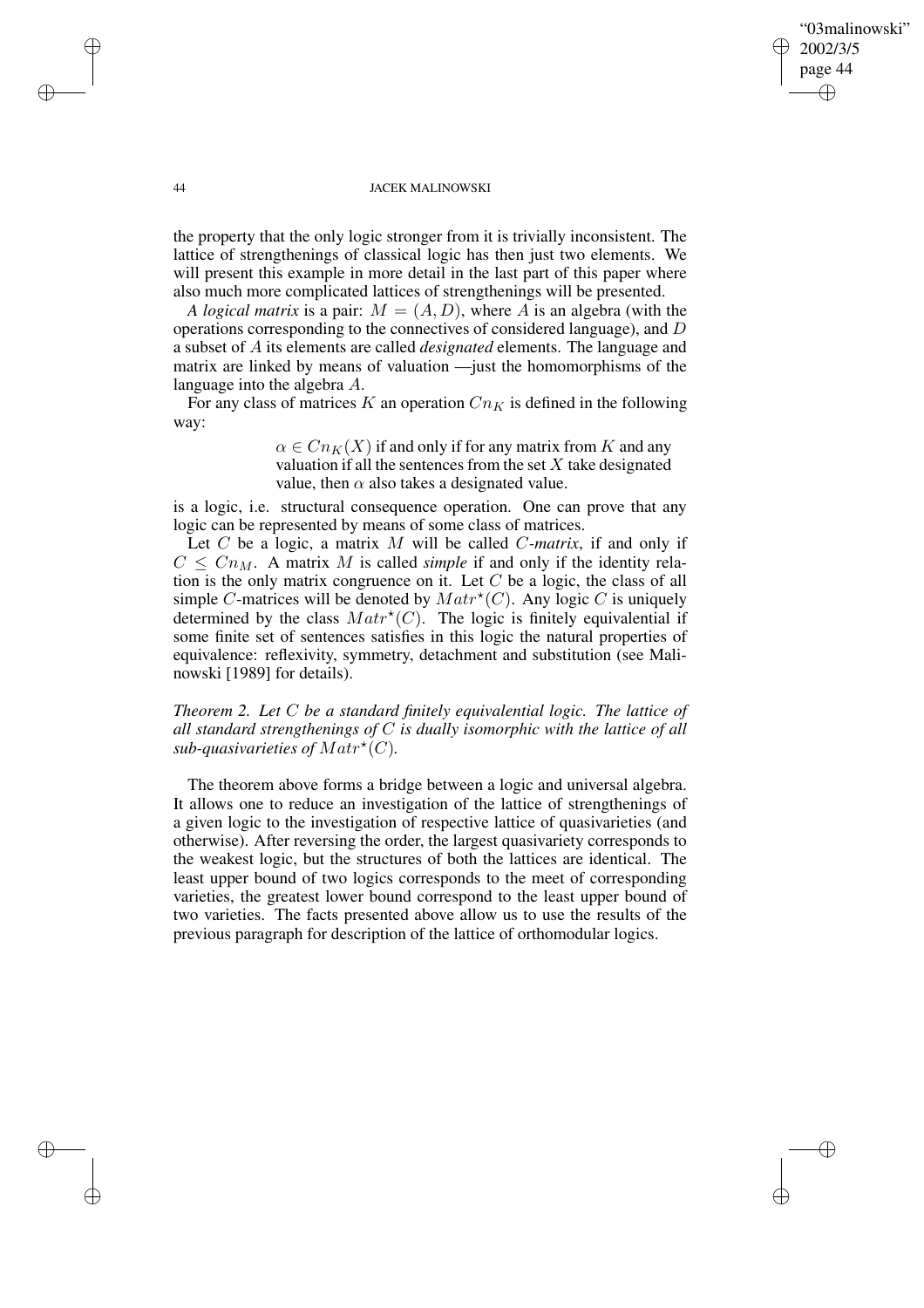the property that the only logic stronger from it is trivially inconsistent. The lattice of strengthenings of classical logic has then just two elements. We will present this example in more detail in the last part of this paper where also much more complicated lattices of strengthenings will be presented.

*A logical matrix* is a pair: $M = (A, D)$, where $A$ is an algebra (with the operations corresponding to the connectives of considered language), and $D$ a subset of $A$ its elements are called *designated* elements. The language and matrix are linked by means of valuation —just the homomorphisms of the language into the algebra $A$.

For any class of matrices $K$ an operation $Cn_K$ is defined in the following way:

> $\alpha \in Cn_K(X)$ if and only if for any matrix from $K$ and any valuation if all the sentences from the set $X$ take designated value, then $\alpha$ also takes a designated value.

is a logic, i.e. structural consequence operation. One can prove that any logic can be represented by means of some class of matrices.

Let $C$ be a logic, a matrix $M$ will be called *$C$-matrix*, if and only if $C \leq Cn_M$. A matrix $M$ is called *simple* if and only if the identity relation is the only matrix congruence on it. Let $C$ be a logic, the class of all simple $C$-matrices will be denoted by $Matr^{\star}(C)$. Any logic $C$ is uniquely determined by the class $Matr^{\star}(C)$. The logic is finitely equivalential if some finite set of sentences satisfies in this logic the natural properties of equivalence: reflexivity, symmetry, detachment and substitution (see Malinowski [1989] for details).

*Theorem 2. Let $C$ be a standard finitely equivalential logic. The lattice of all standard strengthenings of $C$ is dually isomorphic with the lattice of all sub-quasivarieties of $Matr^{\star}(C)$.*

The theorem above forms a bridge between a logic and universal algebra. It allows one to reduce an investigation of the lattice of strengthenings of a given logic to the investigation of respective lattice of quasivarieties (and otherwise). After reversing the order, the largest quasivariety corresponds to the weakest logic, but the structures of both the lattices are identical. The least upper bound of two logics corresponds to the meet of corresponding varieties, the greatest lower bound correspond to the least upper bound of two varieties. The facts presented above allow us to use the results of the previous paragraph for description of the lattice of orthomodular logics.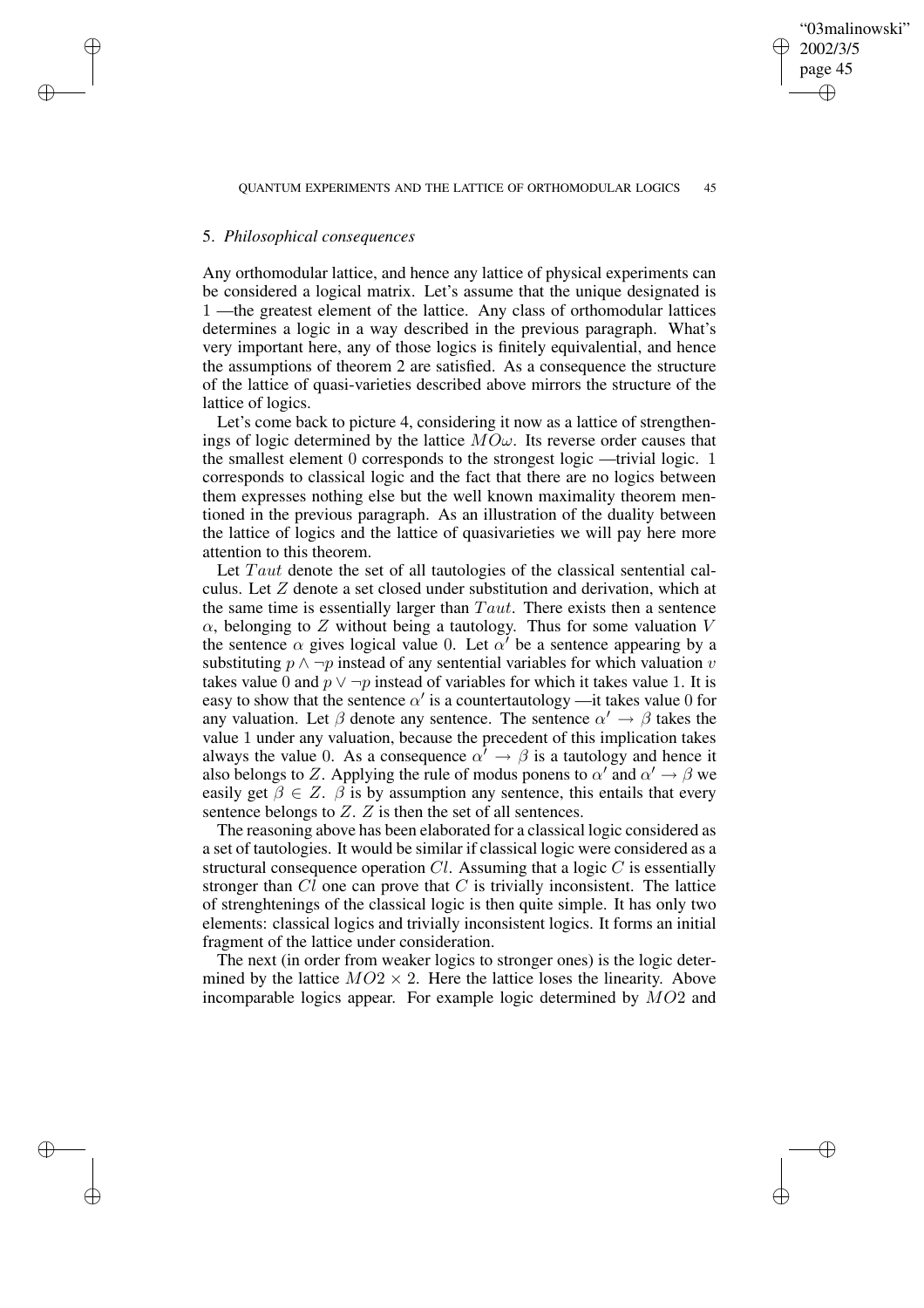## 5. *Philosophical consequences*

Any orthomodular lattice, and hence any lattice of physical experiments can be considered a logical matrix. Let's assume that the unique designated is 1 —the greatest element of the lattice. Any class of orthomodular lattices determines a logic in a way described in the previous paragraph. What's very important here, any of those logics is finitely equivalential, and hence the assumptions of theorem 2 are satisfied. As a consequence the structure of the lattice of quasi-varieties described above mirrors the structure of the lattice of logics.

Let's come back to picture 4, considering it now as a lattice of strengthenings of logic determined by the lattice $MO\omega$. Its reverse order causes that the smallest element 0 corresponds to the strongest logic —trivial logic. 1 corresponds to classical logic and the fact that there are no logics between them expresses nothing else but the well known maximality theorem mentioned in the previous paragraph. As an illustration of the duality between the lattice of logics and the lattice of quasivarieties we will pay here more attention to this theorem.

Let $Taut$ denote the set of all tautologies of the classical sentential calculus. Let $Z$ denote a set closed under substitution and derivation, which at the same time is essentially larger than $Taut$. There exists then a sentence $\alpha$, belonging to $Z$ without being a tautology. Thus for some valuation $V$ the sentence $\alpha$ gives logical value 0. Let $\alpha'$ be a sentence appearing by a substituting $p \wedge \neg p$ instead of any sentential variables for which valuation $v$ takes value 0 and $p \vee \neg p$ instead of variables for which it takes value 1. It is easy to show that the sentence $\alpha'$ is a countertautology —it takes value 0 for any valuation. Let $\beta$ denote any sentence. The sentence $\alpha' \to \beta$ takes the value 1 under any valuation, because the precedent of this implication takes always the value 0. As a consequence $\alpha' \to \beta$ is a tautology and hence it also belongs to $Z$. Applying the rule of modus ponens to $\alpha'$ and $\alpha' \to \beta$ we easily get $\beta \in Z$. $\beta$ is by assumption any sentence, this entails that every sentence belongs to $Z$. $Z$ is then the set of all sentences.

The reasoning above has been elaborated for a classical logic considered as a set of tautologies. It would be similar if classical logic were considered as a structural consequence operation $Cl$. Assuming that a logic $C$ is essentially stronger than $Cl$ one can prove that $C$ is trivially inconsistent. The lattice of strenghtenings of the classical logic is then quite simple. It has only two elements: classical logics and trivially inconsistent logics. It forms an initial fragment of the lattice under consideration.

The next (in order from weaker logics to stronger ones) is the logic determined by the lattice $MO2 \times 2$. Here the lattice loses the linearity. Above incomparable logics appear. For example logic determined by $MO2$ and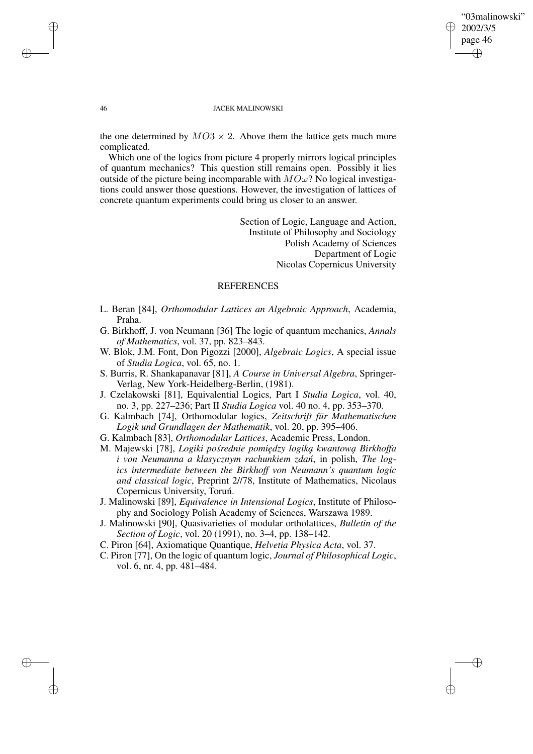the one determined by $MO3 \times 2$. Above them the lattice gets much more complicated.

Which one of the logics from picture 4 properly mirrors logical principles of quantum mechanics? This question still remains open. Possibly it lies outside of the picture being incomparable with $MO\omega$? No logical investigations could answer those questions. However, the investigation of lattices of concrete quantum experiments could bring us closer to an answer.

Section of Logic, Language and Action,
Institute of Philosophy and Sociology
Polish Academy of Sciences
Department of Logic
Nicolas Copernicus University

## REFERENCES

- L. Beran [84], *Orthomodular Lattices an Algebraic Approach*, Academia, Praha.
- G. Birkhoff, J. von Neumann [36] The logic of quantum mechanics, *Annals of Mathematics*, vol. 37, pp. 823–843.
- W. Blok, J.M. Font, Don Pigozzi [2000], *Algebraic Logics*, A special issue of *Studia Logica*, vol. 65, no. 1.
- S. Burris, R. Shankapanavar [81], *A Course in Universal Algebra*, Springer-Verlag, New York-Heidelberg-Berlin, (1981).
- J. Czelakowski [81], Equivalential Logics, Part I *Studia Logica*, vol. 40, no. 3, pp. 227–236; Part II *Studia Logica* vol. 40 no. 4, pp. 353–370.
- G. Kalmbach [74], Orthomodular logics, *Zeitschrift für Mathematischen Logik und Grundlagen der Mathematik*, vol. 20, pp. 395–406.
- G. Kalmbach [83], *Orthomodular Lattices*, Academic Press, London.
- M. Majewski [78], *Logiki pośrednie pomiędzy logiką kwantową Birkhoffa i von Neumanna a klasycznym rachunkiem zdań*, in polish, *The logics intermediate between the Birkhoff von Neumann's quantum logic and classical logic*, Preprint 2//78, Institute of Mathematics, Nicolaus Copernicus University, Toruń.
- J. Malinowski [89], *Equivalence in Intensional Logics*, Institute of Philosophy and Sociology Polish Academy of Sciences, Warszawa 1989.
- J. Malinowski [90], Quasivarieties of modular ortholattices, *Bulletin of the Section of Logic*, vol. 20 (1991), no. 3–4, pp. 138–142.
- C. Piron [64], Axiomatique Quantique, *Helvetia Physica Acta*, vol. 37.
- C. Piron [77], On the logic of quantum logic, *Journal of Philosophical Logic*, vol. 6, nr. 4, pp. 481–484.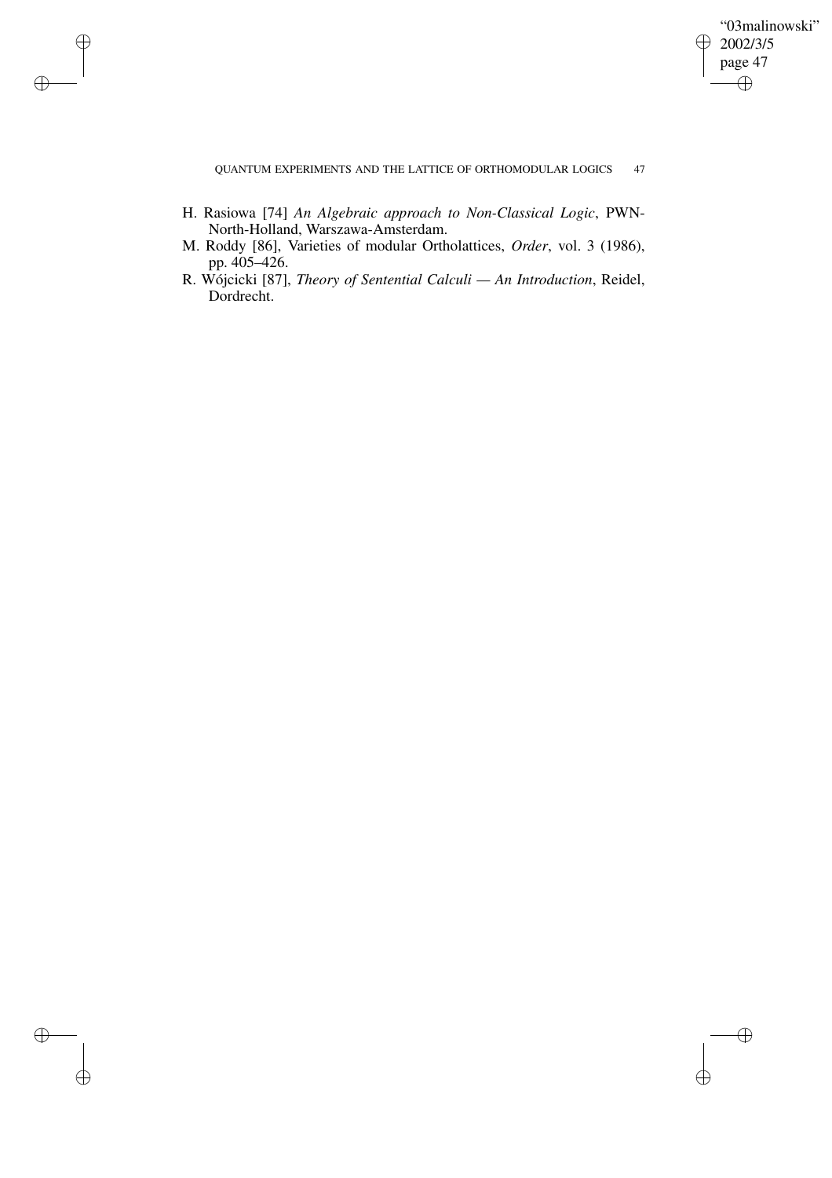H. Rasiowa [74] *An Algebraic approach to Non-Classical Logic*, PWN-North-Holland, Warszawa-Amsterdam.

M. Roddy [86], Varieties of modular Ortholattices, *Order*, vol. 3 (1986), pp. 405–426.

R. Wójcicki [87], *Theory of Sentential Calculi — An Introduction*, Reidel, Dordrecht.